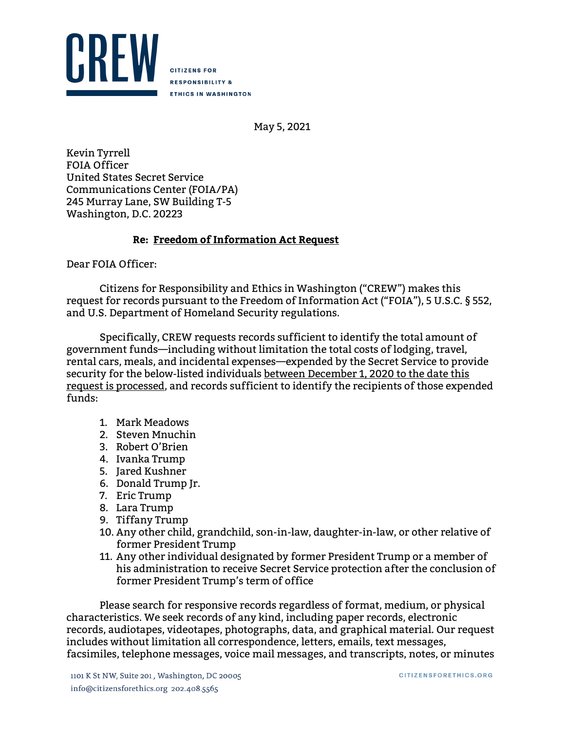**CREW**

CITIZENS FOR RESPONSIBILITY & ETHICS IN WASHINGTON

May 5, 2021

Kevin Tyrrell
FOIA Officer
United States Secret Service
Communications Center (FOIA/PA)
245 Murray Lane, SW Building T-5
Washington, D.C. 20223

**Re: Freedom of Information Act Request**

Dear FOIA Officer:

Citizens for Responsibility and Ethics in Washington ("CREW") makes this request for records pursuant to the Freedom of Information Act ("FOIA"), 5 U.S.C. § 552, and U.S. Department of Homeland Security regulations.

Specifically, CREW requests records sufficient to identify the total amount of government funds—including without limitation the total costs of lodging, travel, rental cars, meals, and incidental expenses—expended by the Secret Service to provide security for the below-listed individuals between December 1, 2020 to the date this request is processed, and records sufficient to identify the recipients of those expended funds:

1. Mark Meadows
2. Steven Mnuchin
3. Robert O'Brien
4. Ivanka Trump
5. Jared Kushner
6. Donald Trump Jr.
7. Eric Trump
8. Lara Trump
9. Tiffany Trump
10. Any other child, grandchild, son-in-law, daughter-in-law, or other relative of former President Trump
11. Any other individual designated by former President Trump or a member of his administration to receive Secret Service protection after the conclusion of former President Trump's term of office

Please search for responsive records regardless of format, medium, or physical characteristics. We seek records of any kind, including paper records, electronic records, audiotapes, videotapes, photographs, data, and graphical material. Our request includes without limitation all correspondence, letters, emails, text messages, facsimiles, telephone messages, voice mail messages, and transcripts, notes, or minutes

1101 K St NW, Suite 201 , Washington, DC 20005
info@citizensforethics.org 202.408.5565
CITIZENSFORETHICS.ORG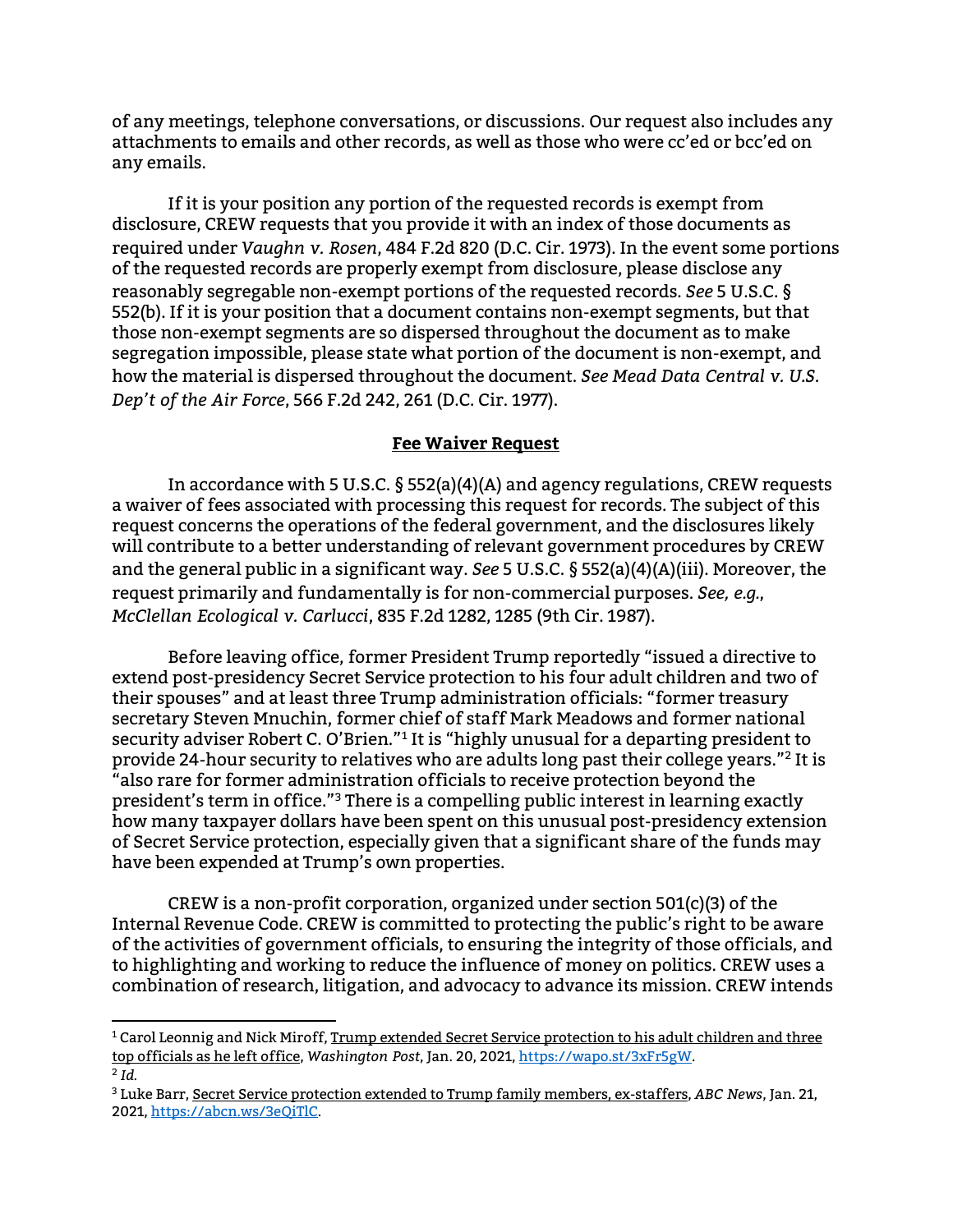of any meetings, telephone conversations, or discussions. Our request also includes any attachments to emails and other records, as well as those who were cc'ed or bcc'ed on any emails.

If it is your position any portion of the requested records is exempt from disclosure, CREW requests that you provide it with an index of those documents as required under *Vaughn v. Rosen*, 484 F.2d 820 (D.C. Cir. 1973). In the event some portions of the requested records are properly exempt from disclosure, please disclose any reasonably segregable non-exempt portions of the requested records. *See* 5 U.S.C. § 552(b). If it is your position that a document contains non-exempt segments, but that those non-exempt segments are so dispersed throughout the document as to make segregation impossible, please state what portion of the document is non-exempt, and how the material is dispersed throughout the document. *See Mead Data Central v. U.S. Dep't of the Air Force*, 566 F.2d 242, 261 (D.C. Cir. 1977).

**Fee Waiver Request**

In accordance with 5 U.S.C. § 552(a)(4)(A) and agency regulations, CREW requests a waiver of fees associated with processing this request for records. The subject of this request concerns the operations of the federal government, and the disclosures likely will contribute to a better understanding of relevant government procedures by CREW and the general public in a significant way. *See* 5 U.S.C. § 552(a)(4)(A)(iii). Moreover, the request primarily and fundamentally is for non-commercial purposes. *See, e.g.*, *McClellan Ecological v. Carlucci*, 835 F.2d 1282, 1285 (9th Cir. 1987).

Before leaving office, former President Trump reportedly "issued a directive to extend post-presidency Secret Service protection to his four adult children and two of their spouses" and at least three Trump administration officials: "former treasury secretary Steven Mnuchin, former chief of staff Mark Meadows and former national security adviser Robert C. O'Brien."[1] It is "highly unusual for a departing president to provide 24-hour security to relatives who are adults long past their college years."[2] It is "also rare for former administration officials to receive protection beyond the president's term in office."[3] There is a compelling public interest in learning exactly how many taxpayer dollars have been spent on this unusual post-presidency extension of Secret Service protection, especially given that a significant share of the funds may have been expended at Trump's own properties.

CREW is a non-profit corporation, organized under section 501(c)(3) of the Internal Revenue Code. CREW is committed to protecting the public's right to be aware of the activities of government officials, to ensuring the integrity of those officials, and to highlighting and working to reduce the influence of money on politics. CREW uses a combination of research, litigation, and advocacy to advance its mission. CREW intends

---

[1] Carol Leonnig and Nick Miroff, Trump extended Secret Service protection to his adult children and three top officials as he left office, *Washington Post*, Jan. 20, 2021, https://wapo.st/3xFr5gW.

[2] *Id.*

[3] Luke Barr, Secret Service protection extended to Trump family members, ex-staffers, *ABC News*, Jan. 21, 2021, https://abcn.ws/3eQiTlC.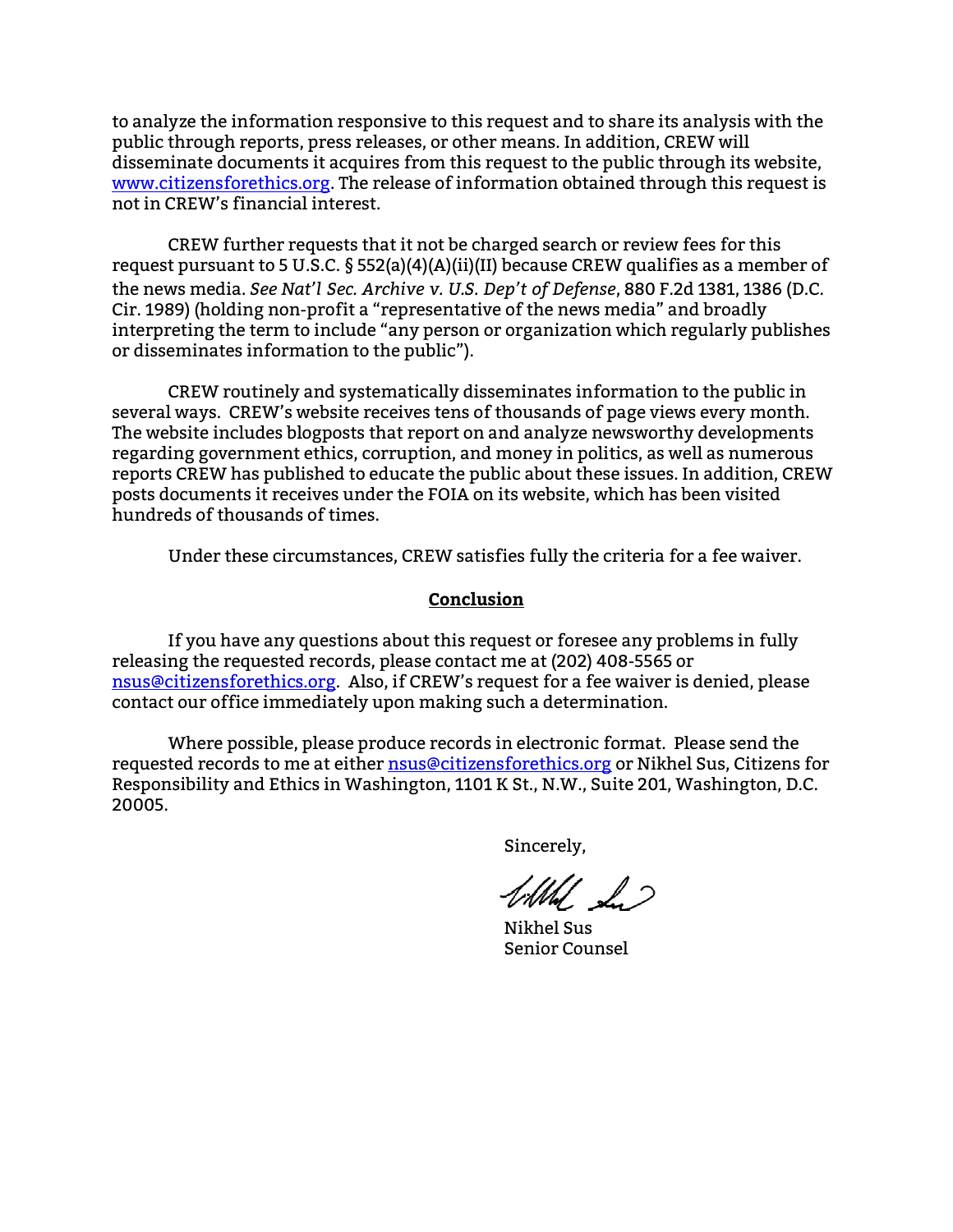to analyze the information responsive to this request and to share its analysis with the public through reports, press releases, or other means. In addition, CREW will disseminate documents it acquires from this request to the public through its website, www.citizensforethics.org. The release of information obtained through this request is not in CREW's financial interest.

CREW further requests that it not be charged search or review fees for this request pursuant to 5 U.S.C. § 552(a)(4)(A)(ii)(II) because CREW qualifies as a member of the news media. *See Nat'l Sec. Archive v. U.S. Dep't of Defense*, 880 F.2d 1381, 1386 (D.C. Cir. 1989) (holding non-profit a "representative of the news media" and broadly interpreting the term to include "any person or organization which regularly publishes or disseminates information to the public").

CREW routinely and systematically disseminates information to the public in several ways. CREW's website receives tens of thousands of page views every month. The website includes blogposts that report on and analyze newsworthy developments regarding government ethics, corruption, and money in politics, as well as numerous reports CREW has published to educate the public about these issues. In addition, CREW posts documents it receives under the FOIA on its website, which has been visited hundreds of thousands of times.

Under these circumstances, CREW satisfies fully the criteria for a fee waiver.

## Conclusion

If you have any questions about this request or foresee any problems in fully releasing the requested records, please contact me at (202) 408-5565 or nsus@citizensforethics.org. Also, if CREW's request for a fee waiver is denied, please contact our office immediately upon making such a determination.

Where possible, please produce records in electronic format. Please send the requested records to me at either nsus@citizensforethics.org or Nikhel Sus, Citizens for Responsibility and Ethics in Washington, 1101 K St., N.W., Suite 201, Washington, D.C. 20005.

Sincerely,

Nikhel Sus
Senior Counsel